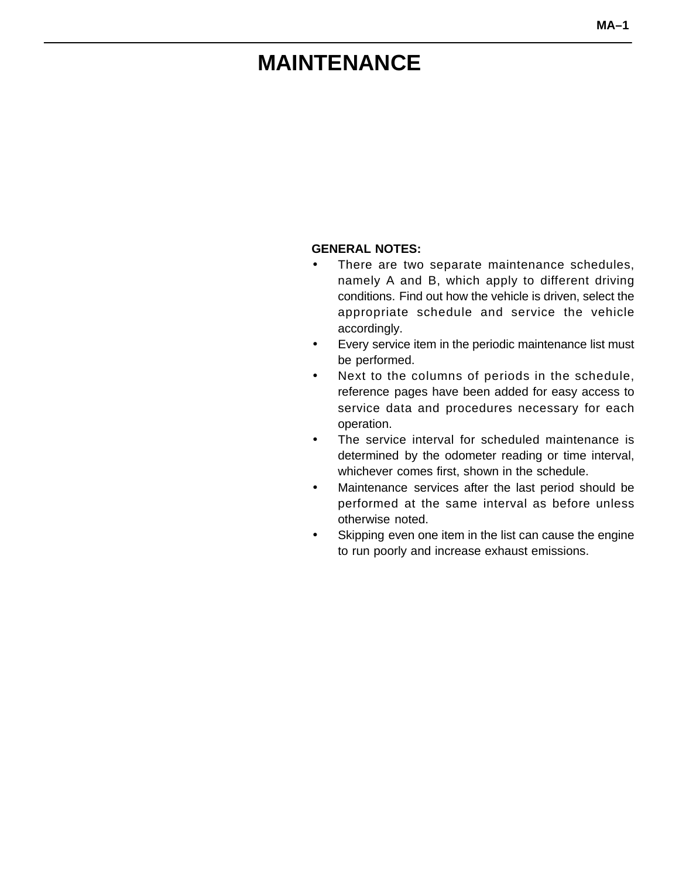# MAINTENANCE

**GENERAL NOTES:**

- There are two separate maintenance schedules, namely A and B, which apply to different driving conditions. Find out how the vehicle is driven, select the appropriate schedule and service the vehicle accordingly.
- Every service item in the periodic maintenance list must be performed.
- Next to the columns of periods in the schedule, reference pages have been added for easy access to service data and procedures necessary for each operation.
- The service interval for scheduled maintenance is determined by the odometer reading or time interval, whichever comes first, shown in the schedule.
- Maintenance services after the last period should be performed at the same interval as before unless otherwise noted.
- Skipping even one item in the list can cause the engine to run poorly and increase exhaust emissions.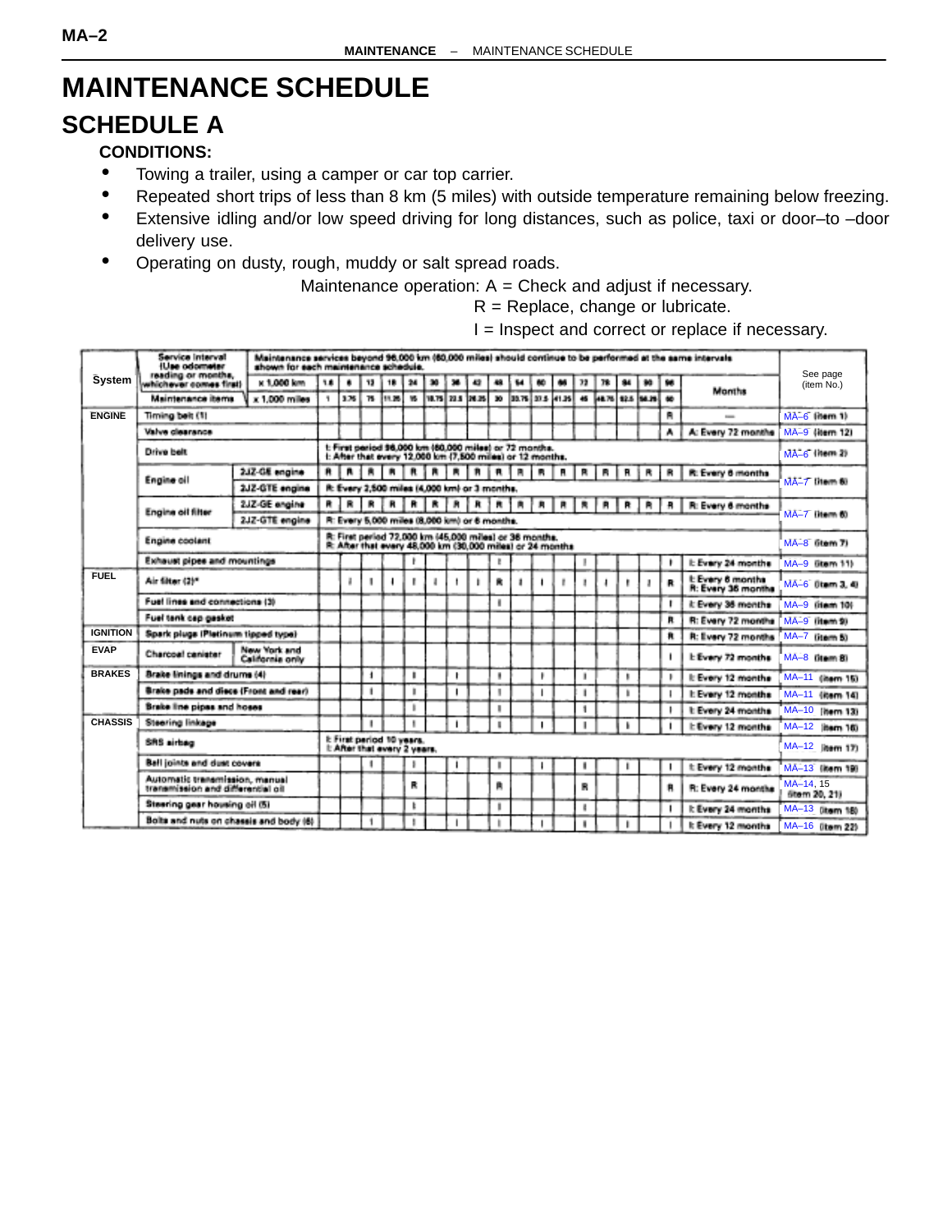# MAINTENANCE SCHEDULE

## SCHEDULE A

**CONDITIONS:**

- Towing a trailer, using a camper or car top carrier.
- Repeated short trips of less than 8 km (5 miles) with outside temperature remaining below freezing.
- Extensive idling and/or low speed driving for long distances, such as police, taxi or door–to –door delivery use.
- Operating on dusty, rough, muddy or salt spread roads.

Maintenance operation: A = Check and adjust if necessary.
R = Replace, change or lubricate.
I = Inspect and correct or replace if necessary.

| System | Service interval (Use odometer reading or months, whichever comes first) | | Maintenance services beyond 96,000 km (60,000 miles) should continue to be performed at the same intervals shown for each maintenance schedule. | | | | | | | | | | | | | | | | | | See page (item No.) |
|---|---|---|---|---|---|---|---|---|---|---|---|---|---|---|---|---|---|---|---|---|---|
| | | x 1,000 km | 1.6 | 6 | 12 | 18 | 24 | 30 | 36 | 42 | 48 | 54 | 60 | 66 | 72 | 78 | 84 | 90 | 96 | Months | |
| | Maintenance items | x 1,000 miles | 1 | 3.75 | 7.5 | 11.25 | 15 | 18.75 | 22.5 | 26.25 | 30 | 33.75 | 37.5 | 41.25 | 45 | 48.75 | 52.5 | 56.25 | 60 | | |
| ENGINE | Timing belt (1) | | | | | | | | | | | | | | | | | | R | — | MA–6 (item 1) |
| | Valve clearance | | | | | | | | | | | | | | | | | | A | A: Every 72 months | MA–9 (item 12) |
| | Drive belt | | I: First period 96,000 km (60,000 miles) or 72 months. I: After that every 12,000 km (7,500 miles) or 12 months. | | | | | | | | | | | | | | | | | | MA–6 (item 2) |
| | Engine oil | 2JZ–GE engine | R | R | R | R | R | R | R | R | R | R | R | R | R | R | R | R | R | R: Every 6 months | MA–7 (item 6) |
| | | 2JZ–GTE engine | R: Every 2,500 miles (4,000 km) or 3 months. | | | | | | | | | | | | | | | | | | |
| | Engine oil filter | 2JZ–GE engine | R | R | R | R | R | R | R | R | R | R | R | R | R | R | R | R | R | R: Every 6 months | MA–7 (item 6) |
| | | 2JZ–GTE engine | R: Every 5,000 miles (8,000 km) or 6 months. | | | | | | | | | | | | | | | | | | |
| | Engine coolant | | R: First period 72,000 km (45,000 miles) or 36 months. R: After that every 48,000 km (30,000 miles) or 24 months | | | | | | | | | | | | | | | | | | MA–8 (item 7) |
| | Exhaust pipes and mountings | | | | | | I | | | | I | | | | I | | | | I | I: Every 24 months | MA–9 (item 11) |
| FUEL | Air filter (2)* | | | I | I | I | I | I | I | I | R | I | I | I | I | I | I | I | R | I: Every 6 months R: Every 36 months | MA–6 (item 3, 4) |
| | Fuel lines and connections (3) | | | | | | | | | | I | | | | | | | | I | I: Every 36 months | MA–9 (item 10) |
| | Fuel tank cap gasket | | | | | | | | | | | | | | | | | | R | R: Every 72 months | MA–9 (item 9) |
| IGNITION | Spark plugs (Platinum tipped type) | | | | | | | | | | | | | | | | | | R | R: Every 72 months | MA–7 (item 5) |
| EVAP | Charcoal canister | New York and California only | | | | | | | | | | | | | | | | | I | I: Every 72 months | MA–8 (item 8) |
| BRAKES | Brake linings and drums (4) | | | | I | | I | | I | | I | | I | | I | | I | | I | I: Every 12 months | MA–11 (item 15) |
| | Brake pads and discs (Front and rear) | | | | I | | I | | I | | I | | I | | I | | I | | I | I: Every 12 months | MA–11 (item 14) |
| | Brake line pipes and hoses | | | | | | I | | | | I | | | | I | | | | I | I: Every 24 months | MA–10 (item 13) |
| CHASSIS | Steering linkage | | | | I | | I | | I | | I | | I | | I | | I | | I | I: Every 12 months | MA–12 (item 16) |
| | SRS airbag | | I: First period 10 years. I: After that every 2 years. | | | | | | | | | | | | | | | | | | MA–12 (item 17) |
| | Ball joints and dust covers | | | | I | | I | | I | | I | | I | | I | | I | | I | I: Every 12 months | MA–13 (item 19) |
| | Automatic transmission, manual transmission and differential oil | | | | | | R | | | | R | | | | R | | | | R | R: Every 24 months | MA–14, 15 (item 20, 21) |
| | Steering gear housing oil (5) | | | | | | I | | | | I | | | | I | | | | I | I: Every 24 months | MA–13 (item 18) |
| | Bolts and nuts on chassis and body (6) | | | | I | | I | | I | | I | | I | | I | | I | | I | I: Every 12 months | MA–16 (item 22) |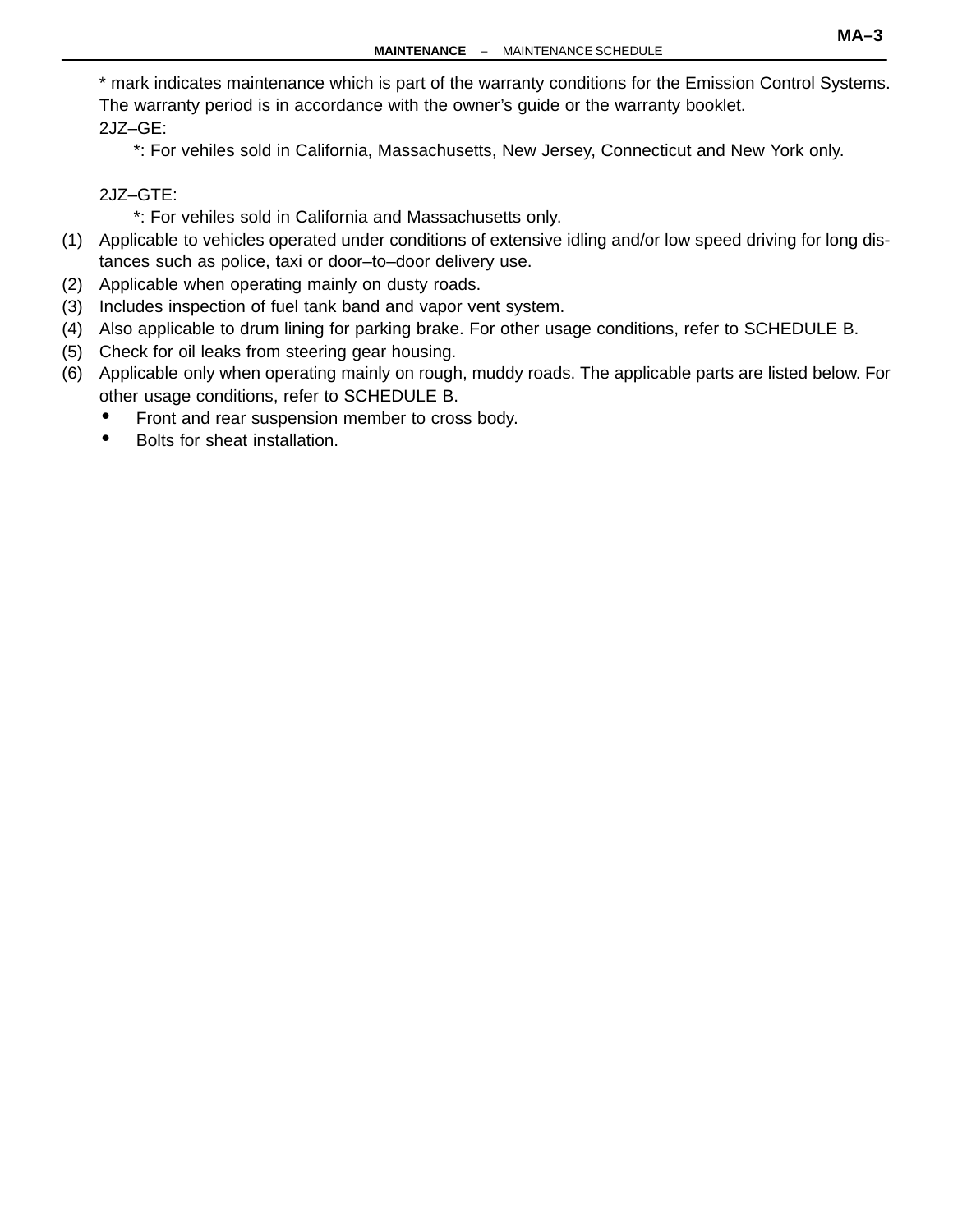* mark indicates maintenance which is part of the warranty conditions for the Emission Control Systems. The warranty period is in accordance with the owner's guide or the warranty booklet.

2JZ–GE:

*: For vehiles sold in California, Massachusetts, New Jersey, Connecticut and New York only.

2JZ–GTE:

*: For vehiles sold in California and Massachusetts only.

(1) Applicable to vehicles operated under conditions of extensive idling and/or low speed driving for long distances such as police, taxi or door–to–door delivery use.
(2) Applicable when operating mainly on dusty roads.
(3) Includes inspection of fuel tank band and vapor vent system.
(4) Also applicable to drum lining for parking brake. For other usage conditions, refer to SCHEDULE B.
(5) Check for oil leaks from steering gear housing.
(6) Applicable only when operating mainly on rough, muddy roads. The applicable parts are listed below. For other usage conditions, refer to SCHEDULE B.
   - Front and rear suspension member to cross body.
   - Bolts for sheat installation.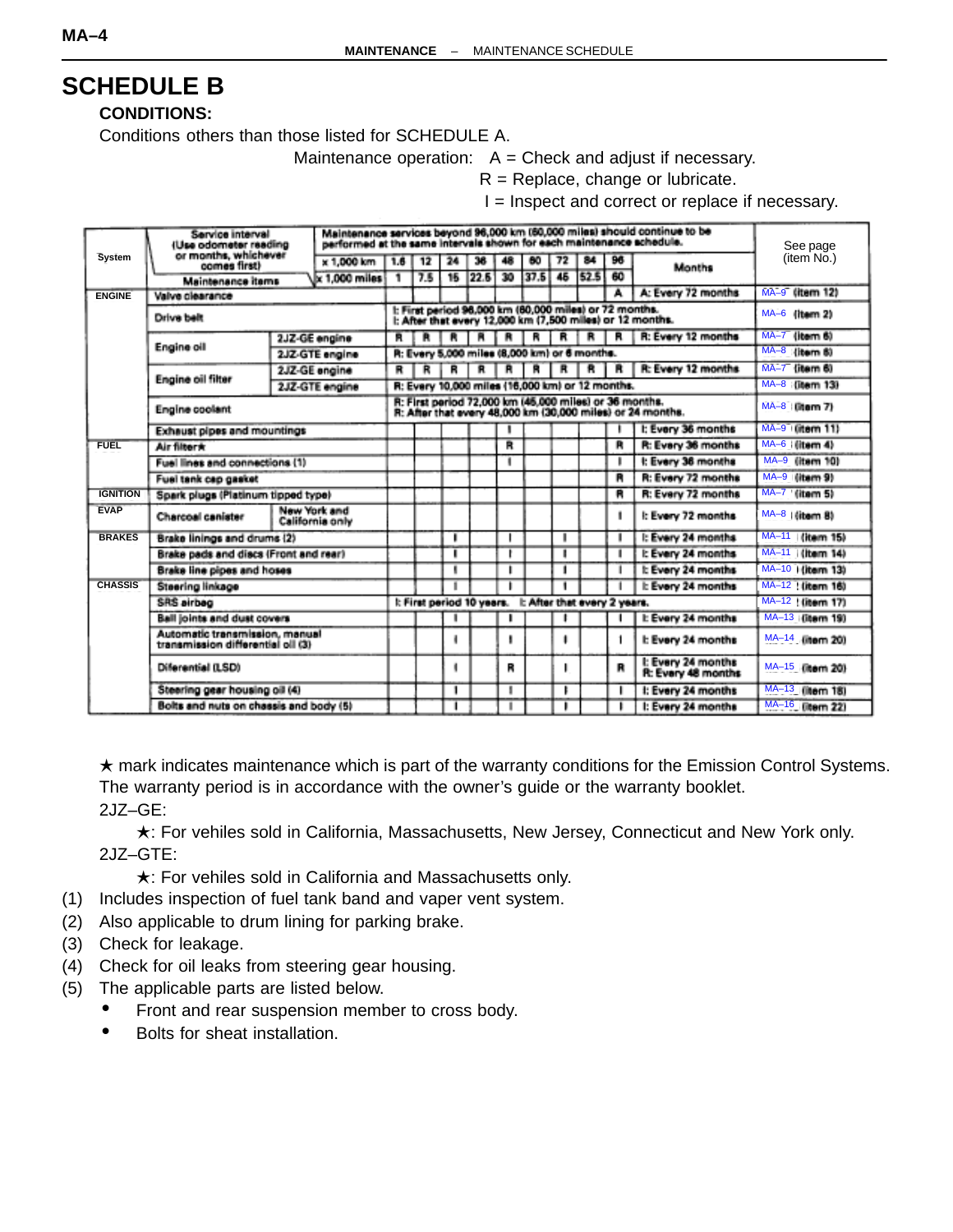# SCHEDULE B

**CONDITIONS:**

Conditions others than those listed for SCHEDULE A.

Maintenance operation: A = Check and adjust if necessary.

R = Replace, change or lubricate.

I = Inspect and correct or replace if necessary.

| System | Service interval (Use odometer reading or months, whichever comes first) | | Maintenance services beyond 96,000 km (60,000 miles) should continue to be performed at the same intervals shown for each maintenance schedule. | | | | | | | | | | See page (item No.) |
|---|---|---|---|---|---|---|---|---|---|---|---|---|---|
| | | × 1,000 km | 1.6 | 12 | 24 | 36 | 48 | 60 | 72 | 84 | 96 | Months | |
| | Maintenance items | × 1,000 miles | 1 | 7.5 | 15 | 22.5 | 30 | 37.5 | 45 | 52.5 | 60 | | |
| ENGINE | Valve clearance | | | | | | | | | | A | A: Every 72 months | MA–9 (item 12) |
| | Drive belt | | I: First period 96,000 km (60,000 miles) or 72 months. I: After that every 12,000 km (7,500 miles) or 12 months. | | | | | | | | | | MA–6 (item 2) |
| | Engine oil | 2JZ-GE engine | R | R | R | R | R | R | R | R | R | R: Every 12 months | MA–7 (item 6) |
| | | 2JZ-GTE engine | R: Every 5,000 miles (8,000 km) or 6 months. | | | | | | | | | | MA–8 (item 6) |
| | Engine oil filter | 2JZ-GE engine | R | R | R | R | R | R | R | R | R | R: Every 12 months | MA–7 (item 6) |
| | | 2JZ-GTE engine | R: Every 10,000 miles (16,000 km) or 12 months. | | | | | | | | | | MA–8 (item 13) |
| | Engine coolant | | R: First period 72,000 km (45,000 miles) or 36 months. R: After that every 48,000 km (30,000 miles) or 24 months. | | | | | | | | | | MA–8 (item 7) |
| | Exhaust pipes and mountings | | | | | | I | | | | I | I: Every 36 months | MA–9 (item 11) |
| FUEL | Air filter★ | | | | | | R | | | | R | R: Every 36 months | MA–6 (item 4) |
| | Fuel lines and connections (1) | | | | | | I | | | | I | I: Every 36 months | MA–9 (item 10) |
| | Fuel tank cap gasket | | | | | | | | | | R | R: Every 72 months | MA–9 (item 9) |
| IGNITION | Spark plugs (Platinum tipped type) | | | | | | | | | | R | R: Every 72 months | MA–7 (item 5) |
| EVAP | Charcoal canister | New York and California only | | | | | | | | | I | I: Every 72 months | MA–8 (item 8) |
| BRAKES | Brake linings and drums (2) | | | | I | | I | | I | | I | I: Every 24 months | MA–11 (item 15) |
| | Brake pads and discs (Front and rear) | | | | I | | I | | I | | I | I: Every 24 months | MA–11 (item 14) |
| | Brake line pipes and hoses | | | | I | | I | | I | | I | I: Every 24 months | MA–10 (item 13) |
| CHASSIS | Steering linkage | | | | I | | I | | I | | I | I: Every 24 months | MA–12 (item 16) |
| | SRS airbag | | I: First period 10 years. I: After that every 2 years. | | | | | | | | | | MA–12 (item 17) |
| | Ball joints and dust covers | | | | I | | I | | I | | I | I: Every 24 months | MA–13 (item 19) |
| | Automatic transmission, manual transmission differential oil (3) | | | | I | | I | | I | | I | I: Every 24 months | MA–14 (item 20) |
| | Diferential (LSD) | | | | I | | R | | I | | R | I: Every 24 months R: Every 48 months | MA–15 (item 20) |
| | Steering gear housing oil (4) | | | | I | | I | | I | | I | I: Every 24 months | MA–13 (item 18) |
| | Bolts and nuts on chassis and body (5) | | | | I | | I | | I | | I | I: Every 24 months | MA–16 (item 22) |

★ mark indicates maintenance which is part of the warranty conditions for the Emission Control Systems. The warranty period is in accordance with the owner's guide or the warranty booklet.

2JZ–GE:

★: For vehiles sold in California, Massachusetts, New Jersey, Connecticut and New York only.

2JZ–GTE:

★: For vehiles sold in California and Massachusetts only.

(1) Includes inspection of fuel tank band and vaper vent system.
(2) Also applicable to drum lining for parking brake.
(3) Check for leakage.
(4) Check for oil leaks from steering gear housing.
(5) The applicable parts are listed below.
- Front and rear suspension member to cross body.
- Bolts for sheat installation.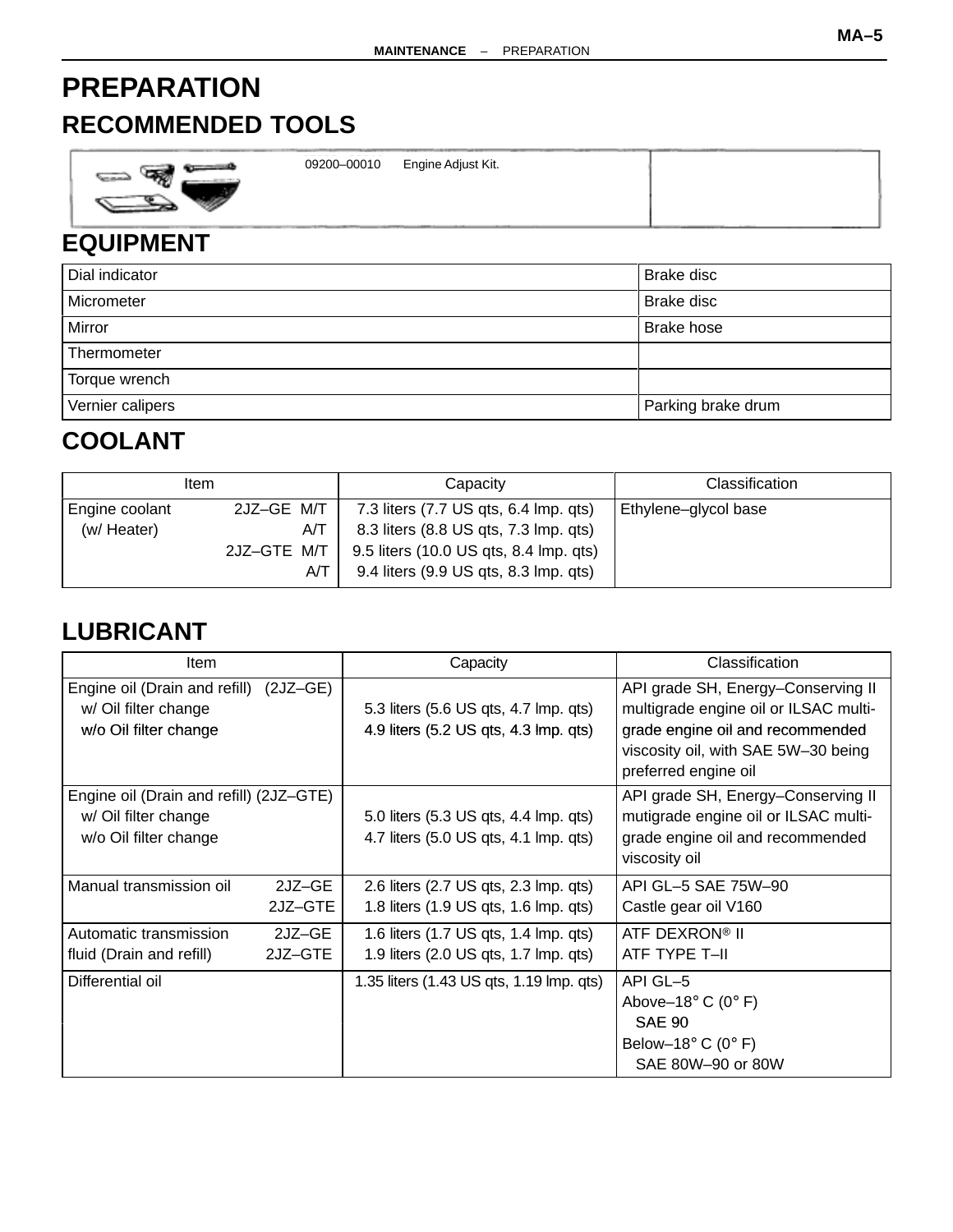# PREPARATION

## RECOMMENDED TOOLS

| | |
|---|---|
| 09200–00010 Engine Adjust Kit. | |

## EQUIPMENT

| | |
|---|---|
| Dial indicator | Brake disc |
| Micrometer | Brake disc |
| Mirror | Brake hose |
| Thermometer | |
| Torque wrench | |
| Vernier calipers | Parking brake drum |

## COOLANT

| Item | Capacity | Classification |
|---|---|---|
| Engine coolant (w/ Heater) 2JZ–GE M/T<br>A/T<br>2JZ–GTE M/T<br>A/T | 7.3 liters (7.7 US qts, 6.4 lmp. qts)<br>8.3 liters (8.8 US qts, 7.3 lmp. qts)<br>9.5 liters (10.0 US qts, 8.4 lmp. qts)<br>9.4 liters (9.9 US qts, 8.3 lmp. qts) | Ethylene–glycol base |

## LUBRICANT

| Item | Capacity | Classification |
|---|---|---|
| Engine oil (Drain and refill) (2JZ–GE)<br>w/ Oil filter change<br>w/o Oil filter change | <br>5.3 liters (5.6 US qts, 4.7 lmp. qts)<br>4.9 liters (5.2 US qts, 4.3 lmp. qts) | API grade SH, Energy–Conserving II multigrade engine oil or ILSAC multi-grade engine oil and recommended viscosity oil, with SAE 5W–30 being preferred engine oil |
| Engine oil (Drain and refill) (2JZ–GTE)<br>w/ Oil filter change<br>w/o Oil filter change | <br>5.0 liters (5.3 US qts, 4.4 lmp. qts)<br>4.7 liters (5.0 US qts, 4.1 lmp. qts) | API grade SH, Energy–Conserving II mutigrade engine oil or ILSAC multi-grade engine oil and recommended viscosity oil |
| Manual transmission oil 2JZ–GE<br>2JZ–GTE | 2.6 liters (2.7 US qts, 2.3 lmp. qts)<br>1.8 liters (1.9 US qts, 1.6 lmp. qts) | API GL–5 SAE 75W–90<br>Castle gear oil V160 |
| Automatic transmission fluid (Drain and refill) 2JZ–GE<br>2JZ–GTE | 1.6 liters (1.7 US qts, 1.4 lmp. qts)<br>1.9 liters (2.0 US qts, 1.7 lmp. qts) | ATF DEXRON® II<br>ATF TYPE T–II |
| Differential oil | 1.35 liters (1.43 US qts, 1.19 lmp. qts) | API GL–5<br>Above–18° C (0° F)<br>SAE 90<br>Below–18° C (0° F)<br>SAE 80W–90 or 80W |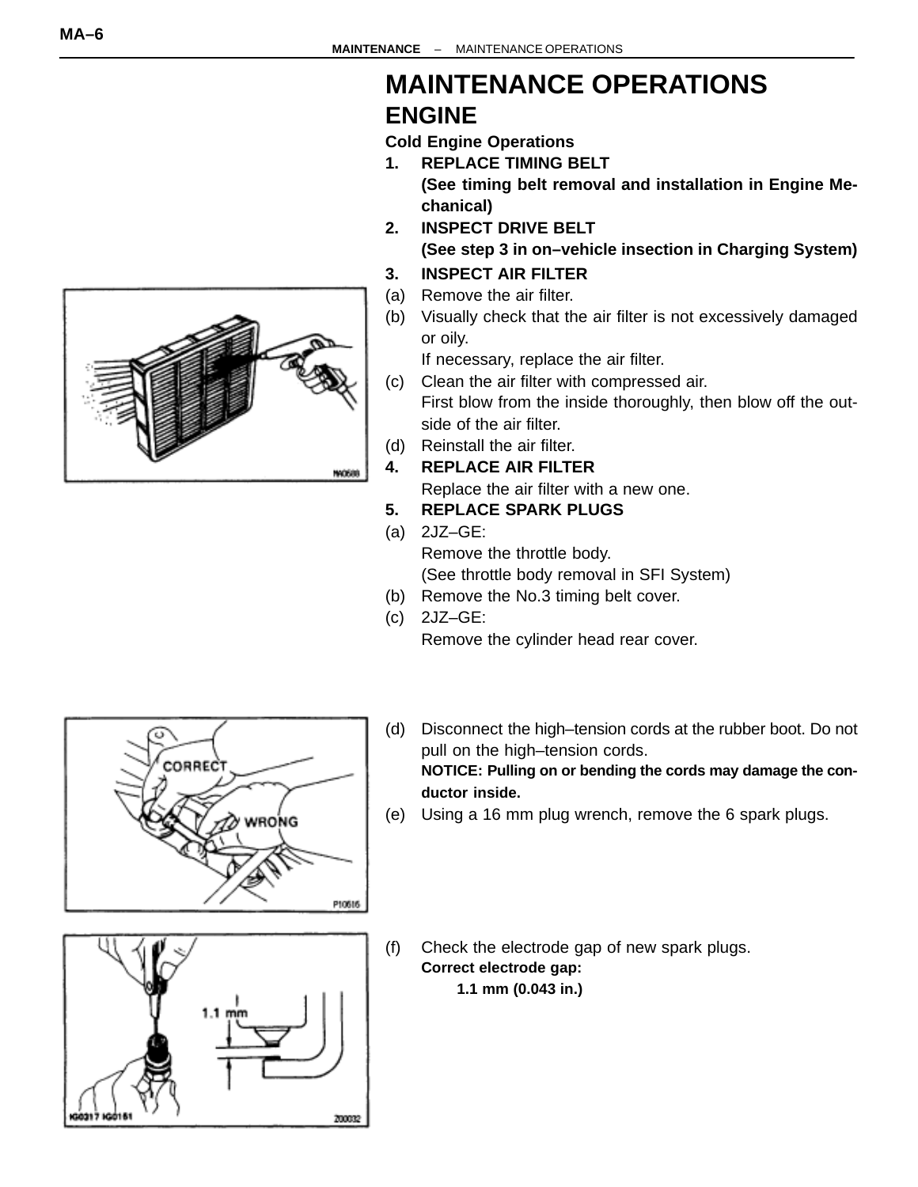# MAINTENANCE OPERATIONS

## ENGINE

### Cold Engine Operations

**1. REPLACE TIMING BELT**
**(See timing belt removal and installation in Engine Mechanical)**

**2. INSPECT DRIVE BELT**
**(See step 3 in on–vehicle insection in Charging System)**

**3. INSPECT AIR FILTER**

(a) Remove the air filter.

(b) Visually check that the air filter is not excessively damaged or oily.
If necessary, replace the air filter.

(c) Clean the air filter with compressed air.
First blow from the inside thoroughly, then blow off the outside of the air filter.

(d) Reinstall the air filter.

**4. REPLACE AIR FILTER**

Replace the air filter with a new one.

**5. REPLACE SPARK PLUGS**

(a) 2JZ–GE:
Remove the throttle body.
(See throttle body removal in SFI System)

(b) Remove the No.3 timing belt cover.

(c) 2JZ–GE:
Remove the cylinder head rear cover.

(d) Disconnect the high–tension cords at the rubber boot. Do not pull on the high–tension cords.
**NOTICE: Pulling on or bending the cords may damage the conductor inside.**

(e) Using a 16 mm plug wrench, remove the 6 spark plugs.

(f) Check the electrode gap of new spark plugs.
**Correct electrode gap:**
**1.1 mm (0.043 in.)**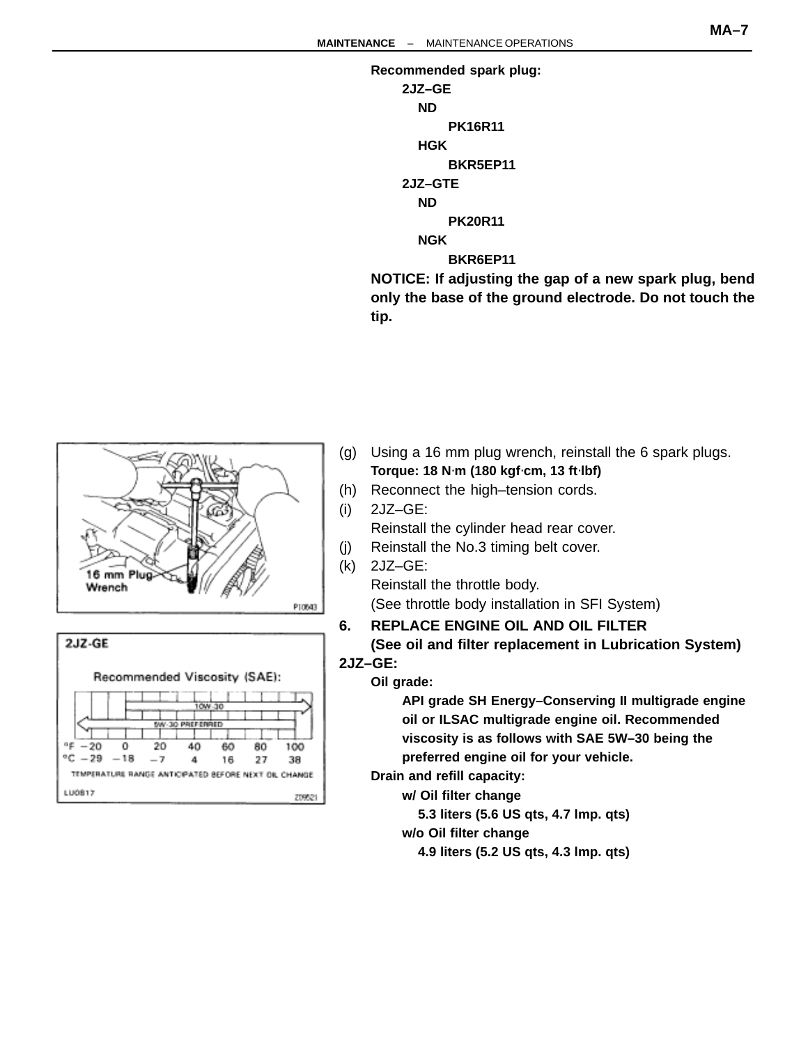**Recommended spark plug:**

**2JZ–GE**

**ND**

**PK16R11**

**HGK**

**BKR5EP11**

**2JZ–GTE**

**ND**

**PK20R11**

**NGK**

**BKR6EP11**

**NOTICE: If adjusting the gap of a new spark plug, bend only the base of the ground electrode. Do not touch the tip.**

(g) Using a 16 mm plug wrench, reinstall the 6 spark plugs.
**Torque: 18 N·m (180 kgf·cm, 13 ft·lbf)**

(h) Reconnect the high–tension cords.

(i) 2JZ–GE:
Reinstall the cylinder head rear cover.

(j) Reinstall the No.3 timing belt cover.

(k) 2JZ–GE:
Reinstall the throttle body.
(See throttle body installation in SFI System)

**6. REPLACE ENGINE OIL AND OIL FILTER**
**(See oil and filter replacement in Lubrication System)**

**2JZ–GE:**

**Oil grade:**

**API grade SH Energy–Conserving II multigrade engine oil or ILSAC multigrade engine oil. Recommended viscosity is as follows with SAE 5W–30 being the preferred engine oil for your vehicle.**

**Drain and refill capacity:**

**w/ Oil filter change**

**5.3 liters (5.6 US qts, 4.7 lmp. qts)**

**w/o Oil filter change**

**4.9 liters (5.2 US qts, 4.3 lmp. qts)**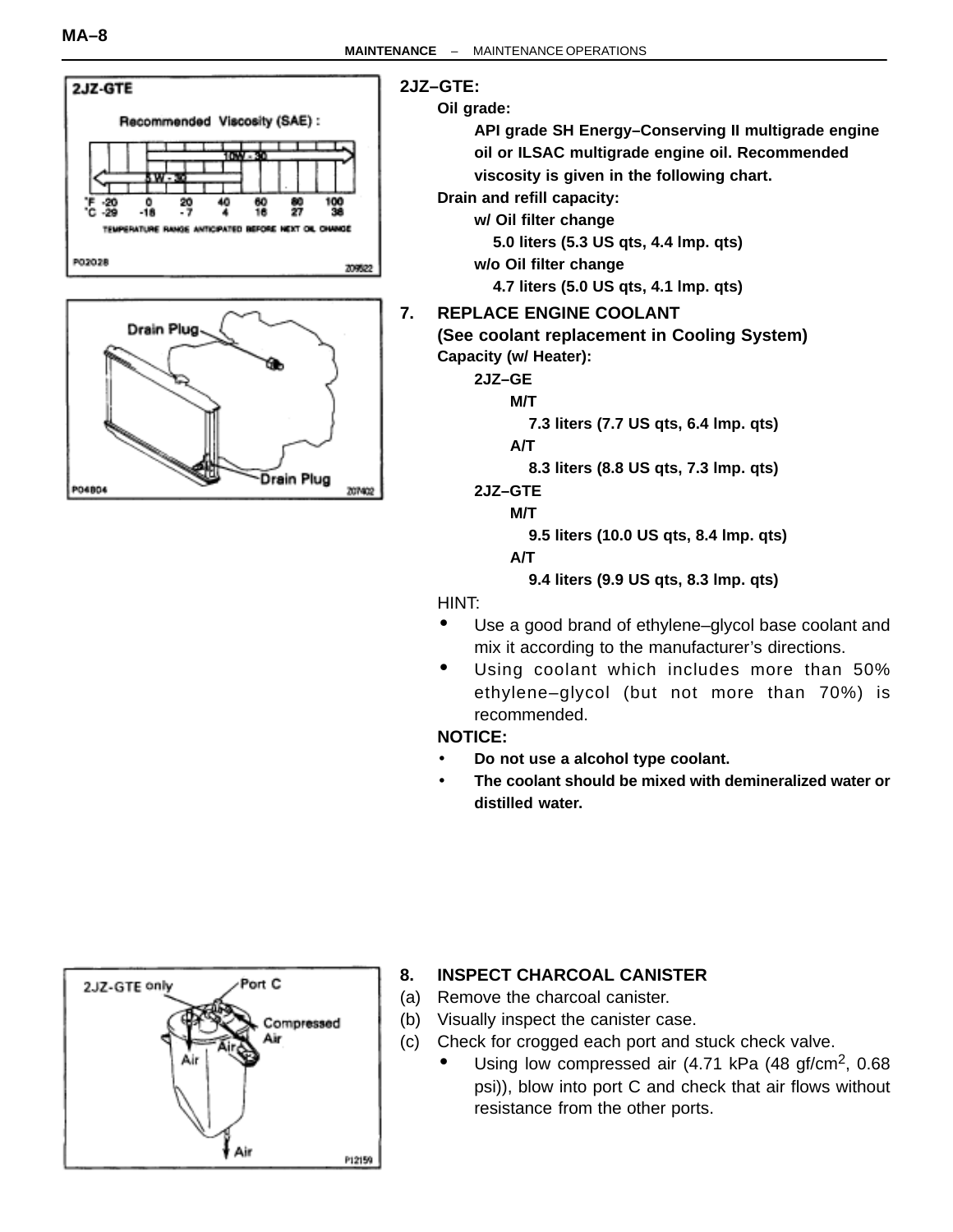**2JZ–GTE:**

**Oil grade:**

**API grade SH Energy–Conserving II multigrade engine oil or ILSAC multigrade engine oil. Recommended viscosity is given in the following chart.**

**Drain and refill capacity:**

**w/ Oil filter change**

**5.0 liters (5.3 US qts, 4.4 lmp. qts)**

**w/o Oil filter change**

**4.7 liters (5.0 US qts, 4.1 lmp. qts)**

## 7. REPLACE ENGINE COOLANT

**(See coolant replacement in Cooling System)**

**Capacity (w/ Heater):**

**2JZ–GE**

**M/T**

**7.3 liters (7.7 US qts, 6.4 lmp. qts)**

**A/T**

**8.3 liters (8.8 US qts, 7.3 lmp. qts)**

**2JZ–GTE**

**M/T**

**9.5 liters (10.0 US qts, 8.4 lmp. qts)**

**A/T**

**9.4 liters (9.9 US qts, 8.3 lmp. qts)**

HINT:

- Use a good brand of ethylene–glycol base coolant and mix it according to the manufacturer's directions.
- Using coolant which includes more than 50% ethylene–glycol (but not more than 70%) is recommended.

**NOTICE:**

- **Do not use a alcohol type coolant.**
- **The coolant should be mixed with demineralized water or distilled water.**

## 8. INSPECT CHARCOAL CANISTER

(a) Remove the charcoal canister.

(b) Visually inspect the canister case.

(c) Check for crogged each port and stuck check valve.

- Using low compressed air (4.71 kPa (48 gf/cm$^2$, 0.68 psi)), blow into port C and check that air flows without resistance from the other ports.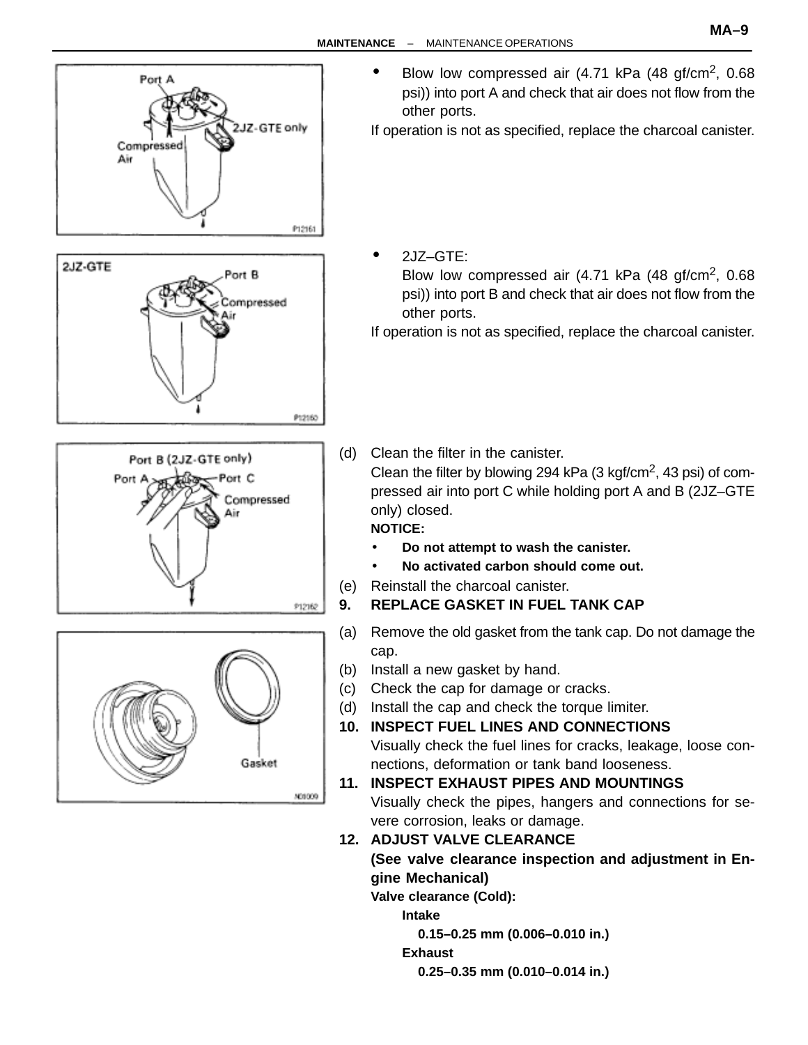- Blow low compressed air (4.71 kPa (48 gf/cm$^2$, 0.68 psi)) into port A and check that air does not flow from the other ports.

If operation is not as specified, replace the charcoal canister.

- 2JZ–GTE:
  Blow low compressed air (4.71 kPa (48 gf/cm$^2$, 0.68 psi)) into port B and check that air does not flow from the other ports.

If operation is not as specified, replace the charcoal canister.

(d) Clean the filter in the canister.
Clean the filter by blowing 294 kPa (3 kgf/cm$^2$, 43 psi) of compressed air into port C while holding port A and B (2JZ–GTE only) closed.

**NOTICE:**

- **Do not attempt to wash the canister.**
- **No activated carbon should come out.**

(e) Reinstall the charcoal canister.

**9. REPLACE GASKET IN FUEL TANK CAP**

(a) Remove the old gasket from the tank cap. Do not damage the cap.
(b) Install a new gasket by hand.
(c) Check the cap for damage or cracks.
(d) Install the cap and check the torque limiter.

**10. INSPECT FUEL LINES AND CONNECTIONS**

Visually check the fuel lines for cracks, leakage, loose connections, deformation or tank band looseness.

**11. INSPECT EXHAUST PIPES AND MOUNTINGS**

Visually check the pipes, hangers and connections for severe corrosion, leaks or damage.

**12. ADJUST VALVE CLEARANCE**

**(See valve clearance inspection and adjustment in Engine Mechanical)**

**Valve clearance (Cold):**

**Intake**

**0.15–0.25 mm (0.006–0.010 in.)**

**Exhaust**

**0.25–0.35 mm (0.010–0.014 in.)**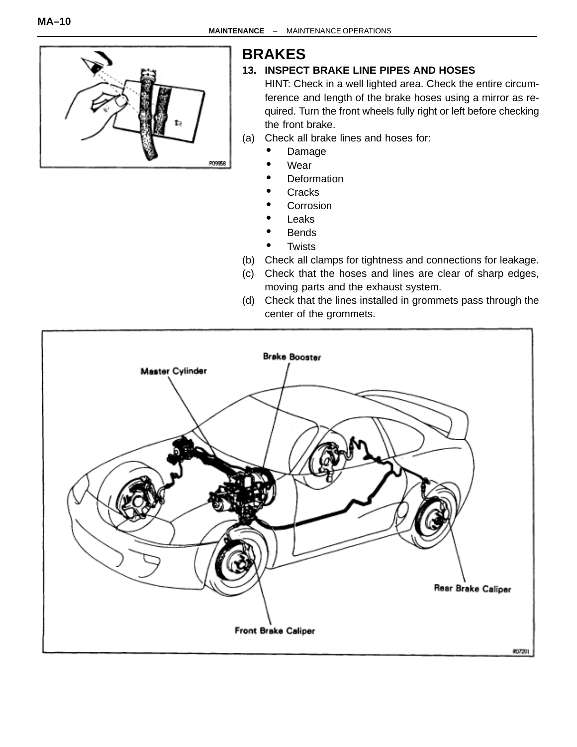# BRAKES

**13. INSPECT BRAKE LINE PIPES AND HOSES**

HINT: Check in a well lighted area. Check the entire circumference and length of the brake hoses using a mirror as required. Turn the front wheels fully right or left before checking the front brake.

(a) Check all brake lines and hoses for:

- Damage
- Wear
- Deformation
- Cracks
- Corrosion
- Leaks
- Bends
- Twists

(b) Check all clamps for tightness and connections for leakage.

(c) Check that the hoses and lines are clear of sharp edges, moving parts and the exhaust system.

(d) Check that the lines installed in grommets pass through the center of the grommets.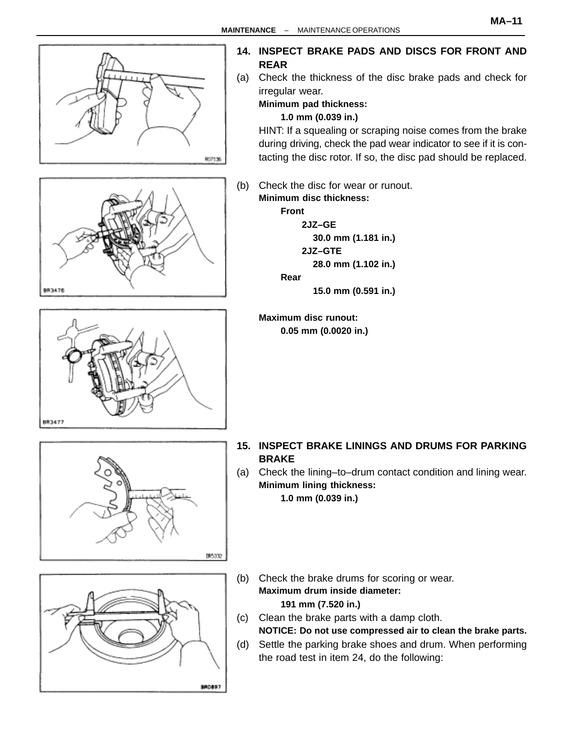## 14. INSPECT BRAKE PADS AND DISCS FOR FRONT AND REAR

(a) Check the thickness of the disc brake pads and check for irregular wear.

**Minimum pad thickness:**

**1.0 mm (0.039 in.)**

HINT: If a squealing or scraping noise comes from the brake during driving, check the pad wear indicator to see if it is contacting the disc rotor. If so, the disc pad should be replaced.

(b) Check the disc for wear or runout.

**Minimum disc thickness:**

**Front**

**2JZ–GE**

**30.0 mm (1.181 in.)**

**2JZ–GTE**

**28.0 mm (1.102 in.)**

**Rear**

**15.0 mm (0.591 in.)**

**Maximum disc runout:**

**0.05 mm (0.0020 in.)**

## 15. INSPECT BRAKE LININGS AND DRUMS FOR PARKING BRAKE

(a) Check the lining–to–drum contact condition and lining wear.

**Minimum lining thickness:**

**1.0 mm (0.039 in.)**

(b) Check the brake drums for scoring or wear.

**Maximum drum inside diameter:**

**191 mm (7.520 in.)**

(c) Clean the brake parts with a damp cloth.

**NOTICE: Do not use compressed air to clean the brake parts.**

(d) Settle the parking brake shoes and drum. When performing the road test in item 24, do the following: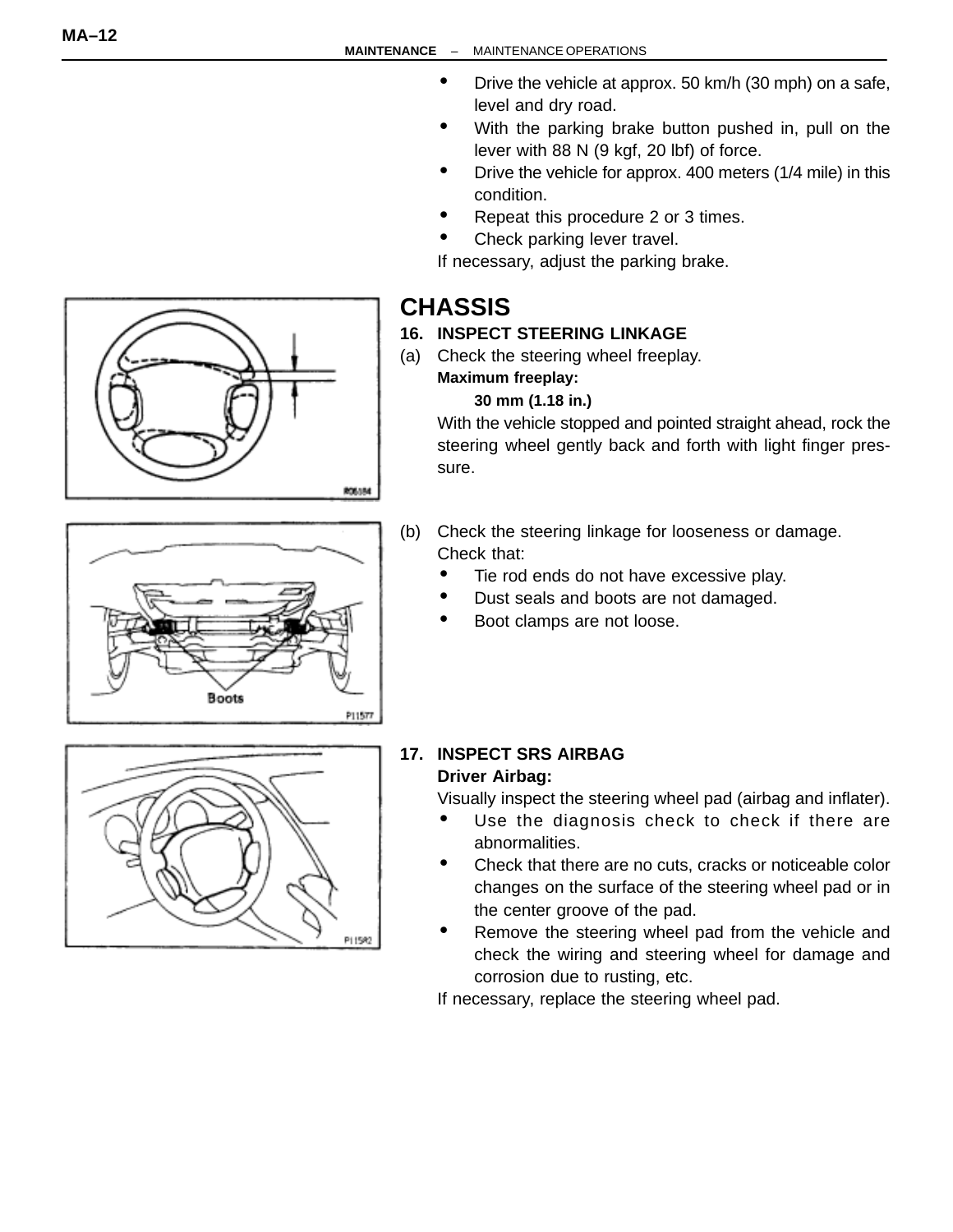- Drive the vehicle at approx. 50 km/h (30 mph) on a safe, level and dry road.
- With the parking brake button pushed in, pull on the lever with 88 N (9 kgf, 20 lbf) of force.
- Drive the vehicle for approx. 400 meters (1/4 mile) in this condition.
- Repeat this procedure 2 or 3 times.
- Check parking lever travel.

If necessary, adjust the parking brake.

# CHASSIS

## 16. INSPECT STEERING LINKAGE

(a) Check the steering wheel freeplay.

**Maximum freeplay:**

**30 mm (1.18 in.)**

With the vehicle stopped and pointed straight ahead, rock the steering wheel gently back and forth with light finger pressure.

(b) Check the steering linkage for looseness or damage.

Check that:

- Tie rod ends do not have excessive play.
- Dust seals and boots are not damaged.
- Boot clamps are not loose.

## 17. INSPECT SRS AIRBAG

**Driver Airbag:**

Visually inspect the steering wheel pad (airbag and inflater).

- Use the diagnosis check to check if there are abnormalities.
- Check that there are no cuts, cracks or noticeable color changes on the surface of the steering wheel pad or in the center groove of the pad.
- Remove the steering wheel pad from the vehicle and check the wiring and steering wheel for damage and corrosion due to rusting, etc.

If necessary, replace the steering wheel pad.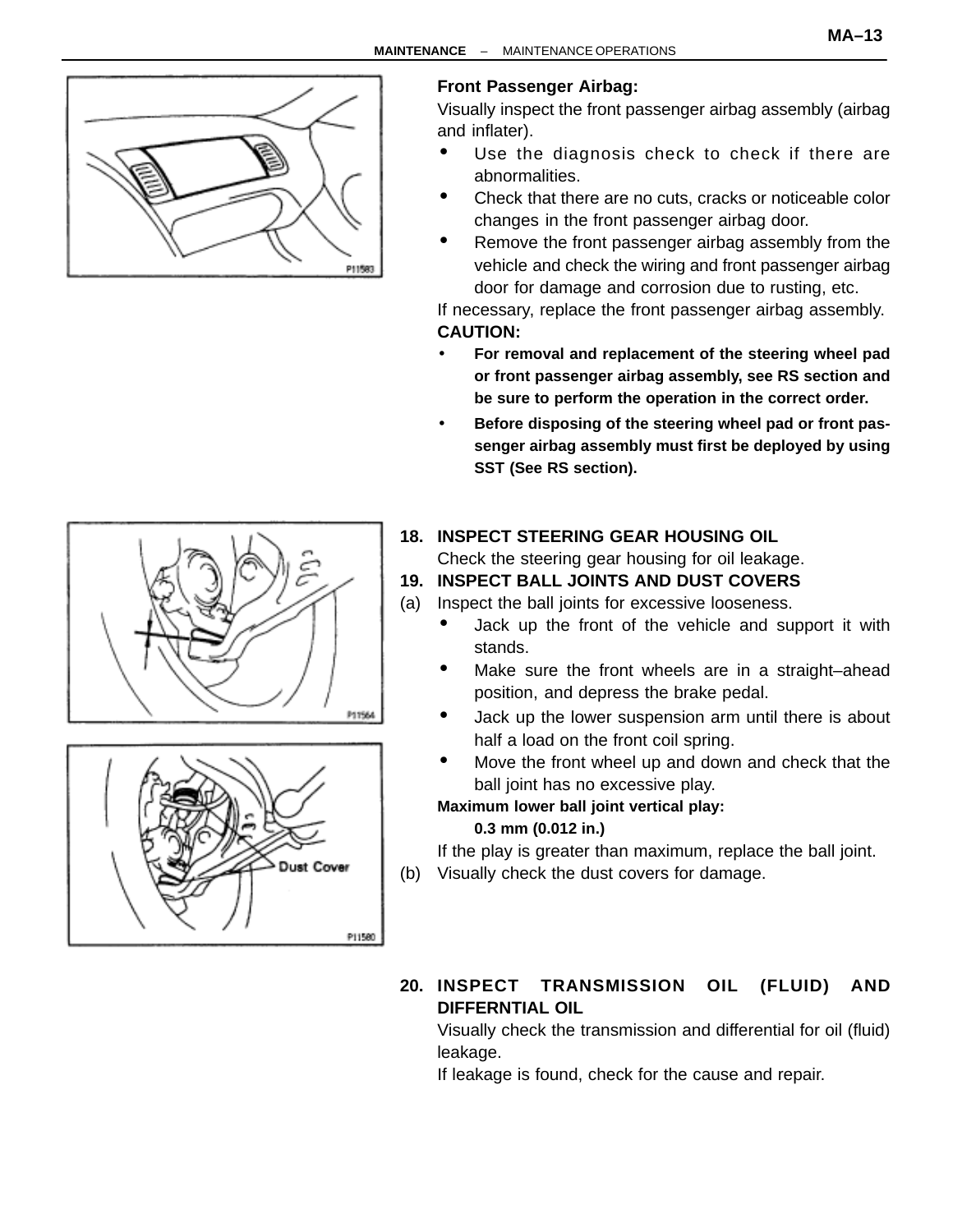**Front Passenger Airbag:**

Visually inspect the front passenger airbag assembly (airbag and inflater).

- Use the diagnosis check to check if there are abnormalities.
- Check that there are no cuts, cracks or noticeable color changes in the front passenger airbag door.
- Remove the front passenger airbag assembly from the vehicle and check the wiring and front passenger airbag door for damage and corrosion due to rusting, etc.

If necessary, replace the front passenger airbag assembly.

**CAUTION:**

- **For removal and replacement of the steering wheel pad or front passenger airbag assembly, see RS section and be sure to perform the operation in the correct order.**
- **Before disposing of the steering wheel pad or front passenger airbag assembly must first be deployed by using SST (See RS section).**

**18. INSPECT STEERING GEAR HOUSING OIL**

Check the steering gear housing for oil leakage.

**19. INSPECT BALL JOINTS AND DUST COVERS**

(a) Inspect the ball joints for excessive looseness.

- Jack up the front of the vehicle and support it with stands.
- Make sure the front wheels are in a straight–ahead position, and depress the brake pedal.
- Jack up the lower suspension arm until there is about half a load on the front coil spring.
- Move the front wheel up and down and check that the ball joint has no excessive play.

**Maximum lower ball joint vertical play:**

**0.3 mm (0.012 in.)**

If the play is greater than maximum, replace the ball joint.

(b) Visually check the dust covers for damage.

**20. INSPECT TRANSMISSION OIL (FLUID) AND DIFFERNTIAL OIL**

Visually check the transmission and differential for oil (fluid) leakage.

If leakage is found, check for the cause and repair.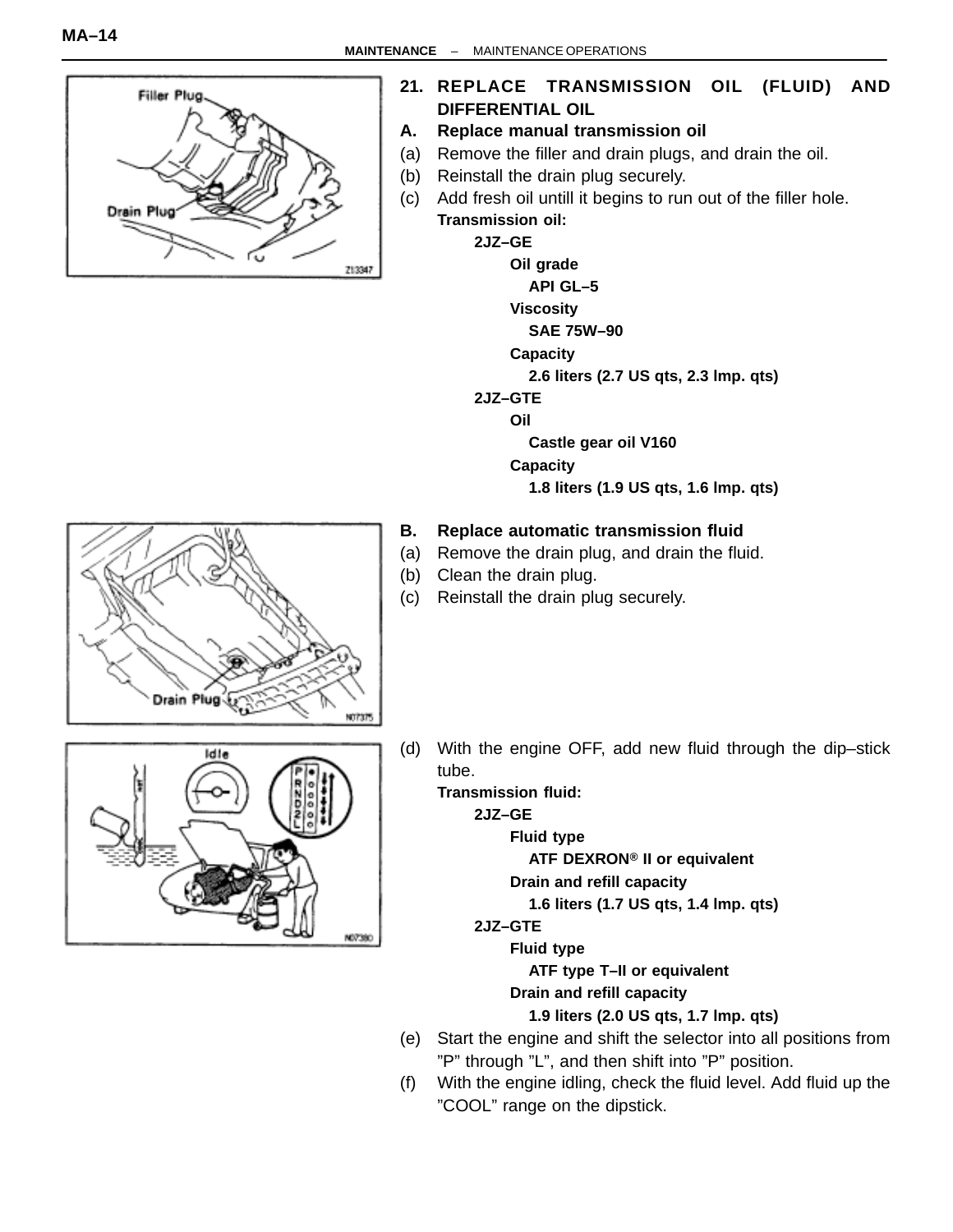## 21. REPLACE TRANSMISSION OIL (FLUID) AND DIFFERENTIAL OIL

### A. Replace manual transmission oil

(a) Remove the filler and drain plugs, and drain the oil.

(b) Reinstall the drain plug securely.

(c) Add fresh oil untill it begins to run out of the filler hole.

**Transmission oil:**

- **2JZ–GE**
  - **Oil grade**
    - **API GL–5**
  - **Viscosity**
    - **SAE 75W–90**
  - **Capacity**
    - **2.6 liters (2.7 US qts, 2.3 lmp. qts)**
- **2JZ–GTE**
  - **Oil**
    - **Castle gear oil V160**
  - **Capacity**
    - **1.8 liters (1.9 US qts, 1.6 lmp. qts)**

### B. Replace automatic transmission fluid

(a) Remove the drain plug, and drain the fluid.

(b) Clean the drain plug.

(c) Reinstall the drain plug securely.

(d) With the engine OFF, add new fluid through the dip–stick tube.

**Transmission fluid:**

- **2JZ–GE**
  - **Fluid type**
    - **ATF DEXRON® II or equivalent**
  - **Drain and refill capacity**
    - **1.6 liters (1.7 US qts, 1.4 lmp. qts)**
- **2JZ–GTE**
  - **Fluid type**
    - **ATF type T–II or equivalent**
  - **Drain and refill capacity**
    - **1.9 liters (2.0 US qts, 1.7 lmp. qts)**

(e) Start the engine and shift the selector into all positions from "P" through "L", and then shift into "P" position.

(f) With the engine idling, check the fluid level. Add fluid up the "COOL" range on the dipstick.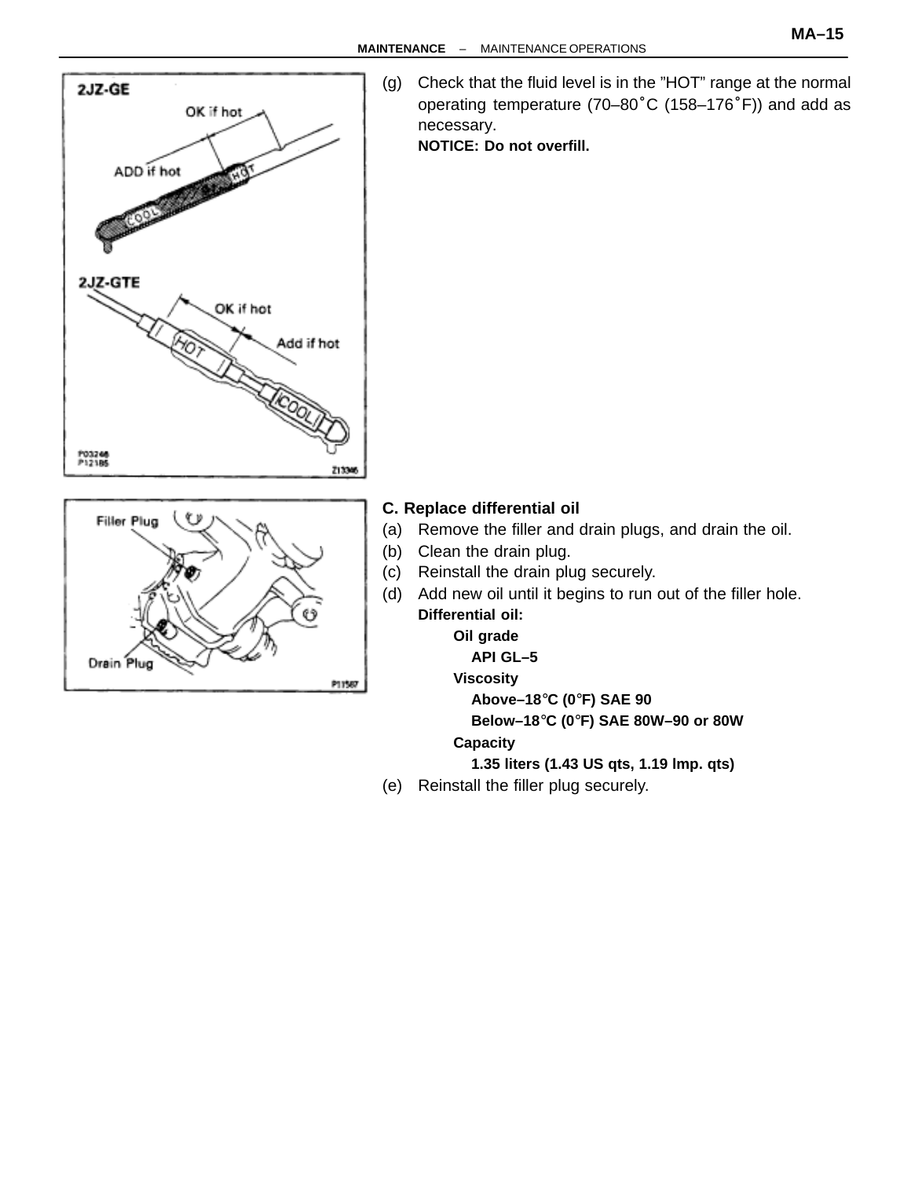(g) Check that the fluid level is in the "HOT" range at the normal operating temperature (70–80°C (158–176°F)) and add as necessary.

**NOTICE: Do not overfill.**

**C. Replace differential oil**

(a) Remove the filler and drain plugs, and drain the oil.

(b) Clean the drain plug.

(c) Reinstall the drain plug securely.

(d) Add new oil until it begins to run out of the filler hole.

**Differential oil:**

**Oil grade**

**API GL–5**

**Viscosity**

**Above–18°C (0°F) SAE 90**

**Below–18°C (0°F) SAE 80W–90 or 80W**

**Capacity**

**1.35 liters (1.43 US qts, 1.19 lmp. qts)**

(e) Reinstall the filler plug securely.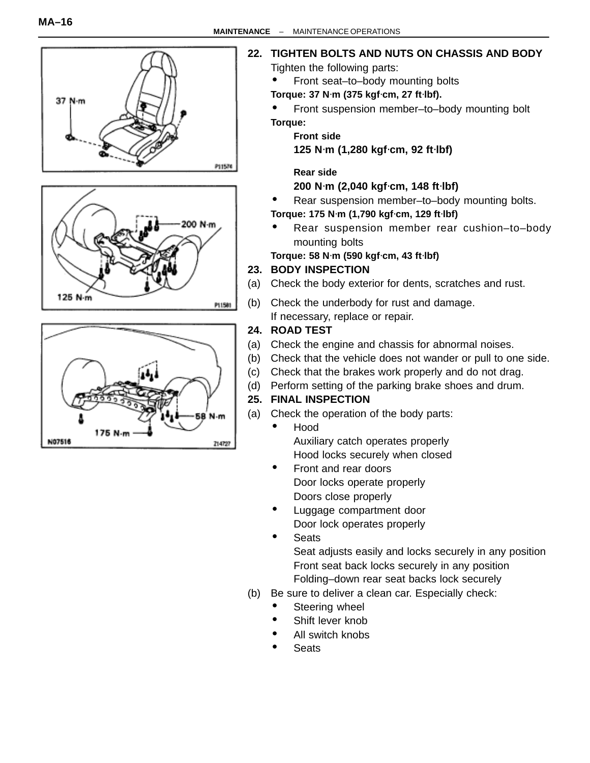22. **TIGHTEN BOLTS AND NUTS ON CHASSIS AND BODY**

Tighten the following parts:

- Front seat–to–body mounting bolts

**Torque: 37 N·m (375 kgf·cm, 27 ft·lbf).**

- Front suspension member–to–body mounting bolt

**Torque:**

**Front side**

**125 N·m (1,280 kgf·cm, 92 ft·lbf)**

**Rear side**

**200 N·m (2,040 kgf·cm, 148 ft·lbf)**

- Rear suspension member–to–body mounting bolts.

**Torque: 175 N·m (1,790 kgf·cm, 129 ft·lbf)**

- Rear suspension member rear cushion–to–body mounting bolts

**Torque: 58 N·m (590 kgf·cm, 43 ft·lbf)**

23. **BODY INSPECTION**

(a) Check the body exterior for dents, scratches and rust.

(b) Check the underbody for rust and damage.
If necessary, replace or repair.

24. **ROAD TEST**

(a) Check the engine and chassis for abnormal noises.

(b) Check that the vehicle does not wander or pull to one side.

(c) Check that the brakes work properly and do not drag.

(d) Perform setting of the parking brake shoes and drum.

25. **FINAL INSPECTION**

(a) Check the operation of the body parts:

- Hood
  Auxiliary catch operates properly
  Hood locks securely when closed
- Front and rear doors
  Door locks operate properly
  Doors close properly
- Luggage compartment door
  Door lock operates properly
- Seats
  Seat adjusts easily and locks securely in any position
  Front seat back locks securely in any position
  Folding–down rear seat backs lock securely

(b) Be sure to deliver a clean car. Especially check:

- Steering wheel
- Shift lever knob
- All switch knobs
- Seats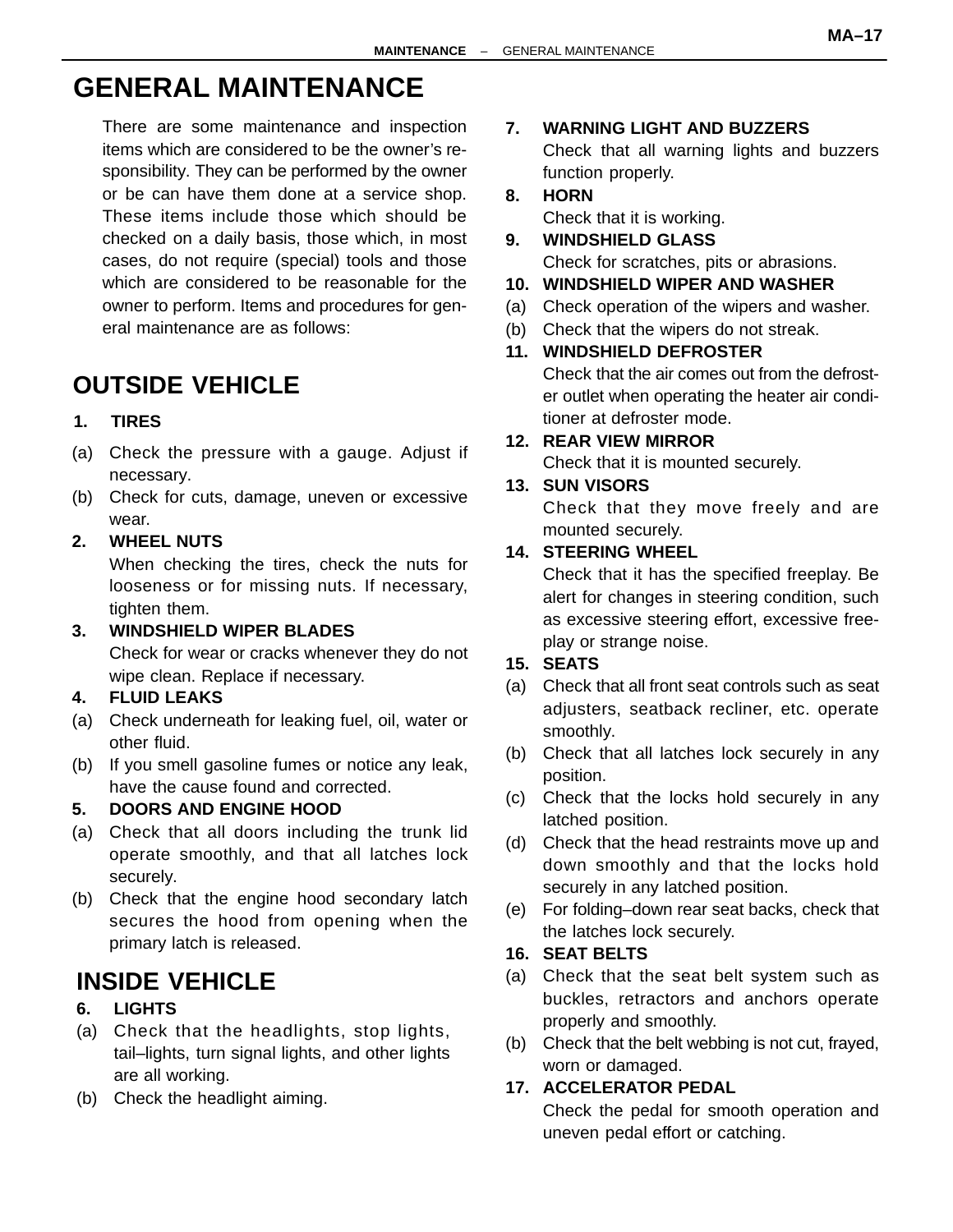# GENERAL MAINTENANCE

There are some maintenance and inspection items which are considered to be the owner's responsibility. They can be performed by the owner or be can have them done at a service shop. These items include those which should be checked on a daily basis, those which, in most cases, do not require (special) tools and those which are considered to be reasonable for the owner to perform. Items and procedures for general maintenance are as follows:

## OUTSIDE VEHICLE

**1. TIRES**

(a) Check the pressure with a gauge. Adjust if necessary.

(b) Check for cuts, damage, uneven or excessive wear.

**2. WHEEL NUTS**

When checking the tires, check the nuts for looseness or for missing nuts. If necessary, tighten them.

**3. WINDSHIELD WIPER BLADES**

Check for wear or cracks whenever they do not wipe clean. Replace if necessary.

**4. FLUID LEAKS**

(a) Check underneath for leaking fuel, oil, water or other fluid.

(b) If you smell gasoline fumes or notice any leak, have the cause found and corrected.

**5. DOORS AND ENGINE HOOD**

(a) Check that all doors including the trunk lid operate smoothly, and that all latches lock securely.

(b) Check that the engine hood secondary latch secures the hood from opening when the primary latch is released.

## INSIDE VEHICLE

**6. LIGHTS**

(a) Check that the headlights, stop lights, tail–lights, turn signal lights, and other lights are all working.

(b) Check the headlight aiming.

**7. WARNING LIGHT AND BUZZERS**

Check that all warning lights and buzzers function properly.

**8. HORN**

Check that it is working.

**9. WINDSHIELD GLASS**

Check for scratches, pits or abrasions.

**10. WINDSHIELD WIPER AND WASHER**

(a) Check operation of the wipers and washer.

(b) Check that the wipers do not streak.

**11. WINDSHIELD DEFROSTER**

Check that the air comes out from the defroster outlet when operating the heater air conditioner at defroster mode.

**12. REAR VIEW MIRROR**

Check that it is mounted securely.

**13. SUN VISORS**

Check that they move freely and are mounted securely.

**14. STEERING WHEEL**

Check that it has the specified freeplay. Be alert for changes in steering condition, such as excessive steering effort, excessive freeplay or strange noise.

**15. SEATS**

(a) Check that all front seat controls such as seat adjusters, seatback recliner, etc. operate smoothly.

(b) Check that all latches lock securely in any position.

(c) Check that the locks hold securely in any latched position.

(d) Check that the head restraints move up and down smoothly and that the locks hold securely in any latched position.

(e) For folding–down rear seat backs, check that the latches lock securely.

**16. SEAT BELTS**

(a) Check that the seat belt system such as buckles, retractors and anchors operate properly and smoothly.

(b) Check that the belt webbing is not cut, frayed, worn or damaged.

**17. ACCELERATOR PEDAL**

Check the pedal for smooth operation and uneven pedal effort or catching.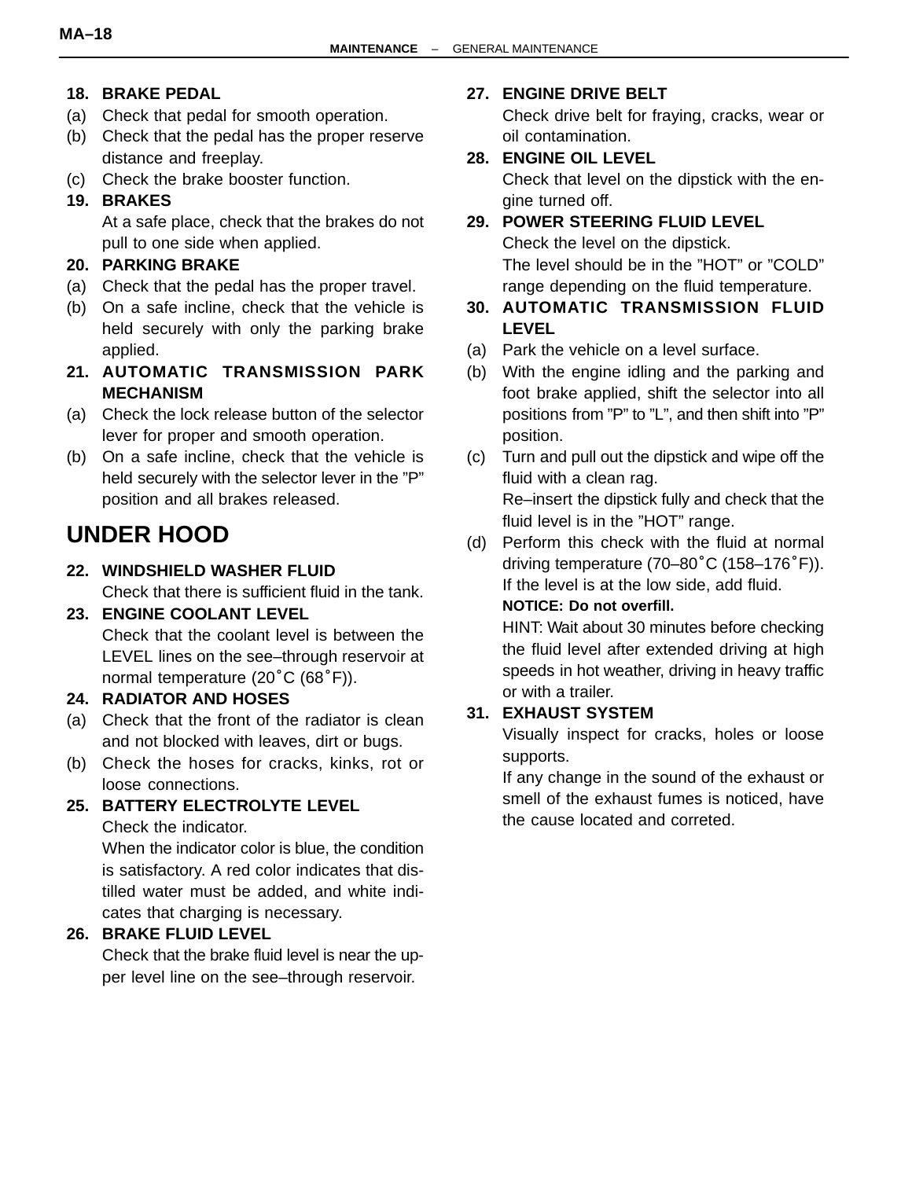**18. BRAKE PEDAL**

(a) Check that pedal for smooth operation.

(b) Check that the pedal has the proper reserve distance and freeplay.

(c) Check the brake booster function.

**19. BRAKES**

At a safe place, check that the brakes do not pull to one side when applied.

**20. PARKING BRAKE**

(a) Check that the pedal has the proper travel.

(b) On a safe incline, check that the vehicle is held securely with only the parking brake applied.

**21. AUTOMATIC TRANSMISSION PARK MECHANISM**

(a) Check the lock release button of the selector lever for proper and smooth operation.

(b) On a safe incline, check that the vehicle is held securely with the selector lever in the ”P” position and all brakes released.

# UNDER HOOD

**22. WINDSHIELD WASHER FLUID**

Check that there is sufficient fluid in the tank.

**23. ENGINE COOLANT LEVEL**

Check that the coolant level is between the LEVEL lines on the see–through reservoir at normal temperature (20°C (68°F)).

**24. RADIATOR AND HOSES**

(a) Check that the front of the radiator is clean and not blocked with leaves, dirt or bugs.

(b) Check the hoses for cracks, kinks, rot or loose connections.

**25. BATTERY ELECTROLYTE LEVEL**

Check the indicator.

When the indicator color is blue, the condition is satisfactory. A red color indicates that distilled water must be added, and white indicates that charging is necessary.

**26. BRAKE FLUID LEVEL**

Check that the brake fluid level is near the upper level line on the see–through reservoir.

**27. ENGINE DRIVE BELT**

Check drive belt for fraying, cracks, wear or oil contamination.

**28. ENGINE OIL LEVEL**

Check that level on the dipstick with the engine turned off.

**29. POWER STEERING FLUID LEVEL**

Check the level on the dipstick.

The level should be in the ”HOT” or ”COLD” range depending on the fluid temperature.

**30. AUTOMATIC TRANSMISSION FLUID LEVEL**

(a) Park the vehicle on a level surface.

(b) With the engine idling and the parking and foot brake applied, shift the selector into all positions from ”P” to ”L”, and then shift into ”P” position.

(c) Turn and pull out the dipstick and wipe off the fluid with a clean rag.

Re–insert the dipstick fully and check that the fluid level is in the ”HOT” range.

(d) Perform this check with the fluid at normal driving temperature (70–80°C (158–176°F)).

If the level is at the low side, add fluid.

**NOTICE: Do not overfill.**

HINT: Wait about 30 minutes before checking the fluid level after extended driving at high speeds in hot weather, driving in heavy traffic or with a trailer.

**31. EXHAUST SYSTEM**

Visually inspect for cracks, holes or loose supports.

If any change in the sound of the exhaust or smell of the exhaust fumes is noticed, have the cause located and correted.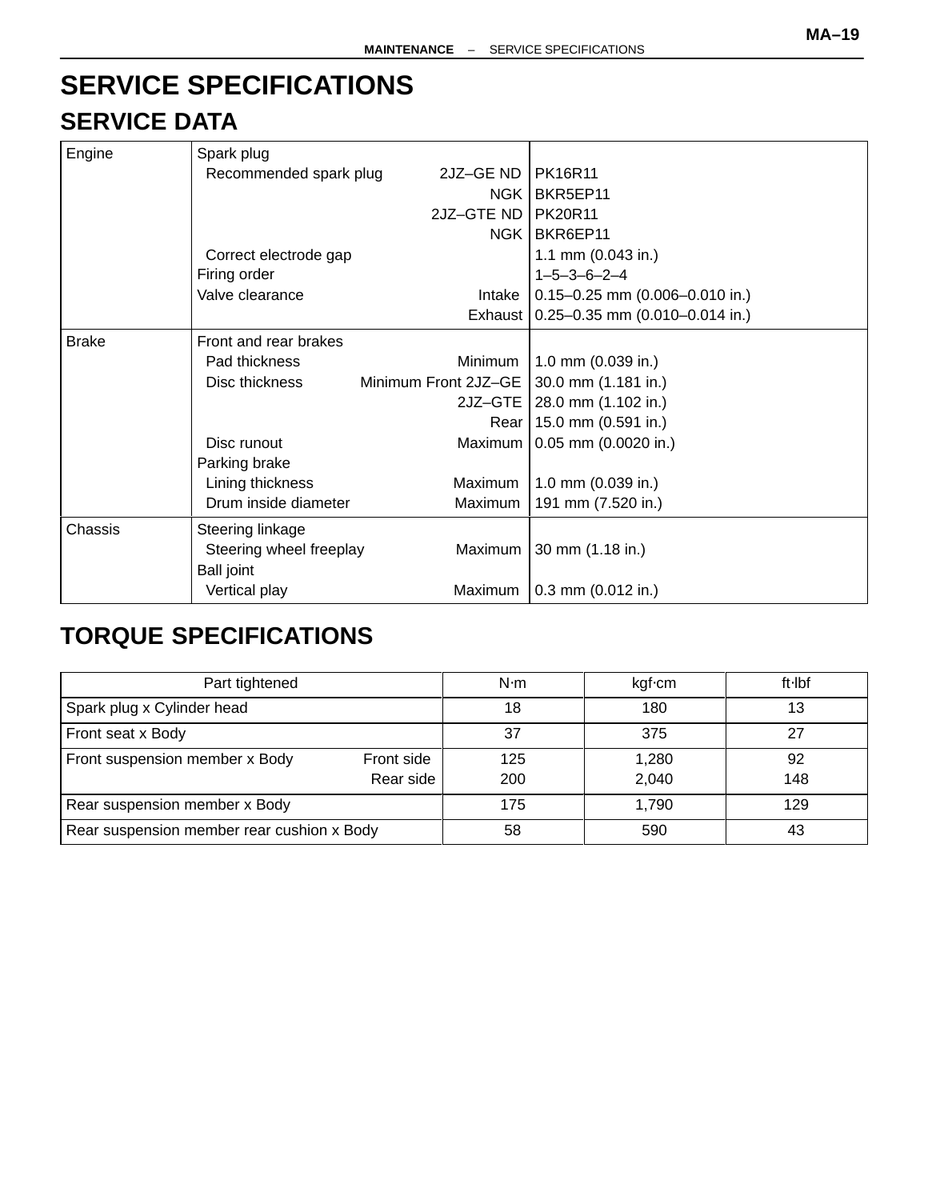# SERVICE SPECIFICATIONS

## SERVICE DATA

| | | | |
|---|---|---|---|
| Engine | Spark plug | | |
| | Recommended spark plug | 2JZ–GE ND | PK16R11 |
| | | NGK | BKR5EP11 |
| | | 2JZ–GTE ND | PK20R11 |
| | | NGK | BKR6EP11 |
| | Correct electrode gap | | 1.1 mm (0.043 in.) |
| | Firing order | | 1–5–3–6–2–4 |
| | Valve clearance | Intake | 0.15–0.25 mm (0.006–0.010 in.) |
| | | Exhaust | 0.25–0.35 mm (0.010–0.014 in.) |
| Brake | Front and rear brakes | | |
| | Pad thickness | Minimum | 1.0 mm (0.039 in.) |
| | Disc thickness | Minimum Front 2JZ–GE | 30.0 mm (1.181 in.) |
| | | 2JZ–GTE | 28.0 mm (1.102 in.) |
| | | Rear | 15.0 mm (0.591 in.) |
| | Disc runout | Maximum | 0.05 mm (0.0020 in.) |
| | Parking brake | | |
| | Lining thickness | Maximum | 1.0 mm (0.039 in.) |
| | Drum inside diameter | Maximum | 191 mm (7.520 in.) |
| Chassis | Steering linkage | | |
| | Steering wheel freeplay | Maximum | 30 mm (1.18 in.) |
| | Ball joint | | |
| | Vertical play | Maximum | 0.3 mm (0.012 in.) |

## TORQUE SPECIFICATIONS

| Part tightened | | N·m | kgf·cm | ft·lbf |
|---|---|---|---|---|
| Spark plug x Cylinder head | | 18 | 180 | 13 |
| Front seat x Body | | 37 | 375 | 27 |
| Front suspension member x Body | Front side | 125 | 1,280 | 92 |
| | Rear side | 200 | 2,040 | 148 |
| Rear suspension member x Body | | 175 | 1,790 | 129 |
| Rear suspension member rear cushion x Body | | 58 | 590 | 43 |